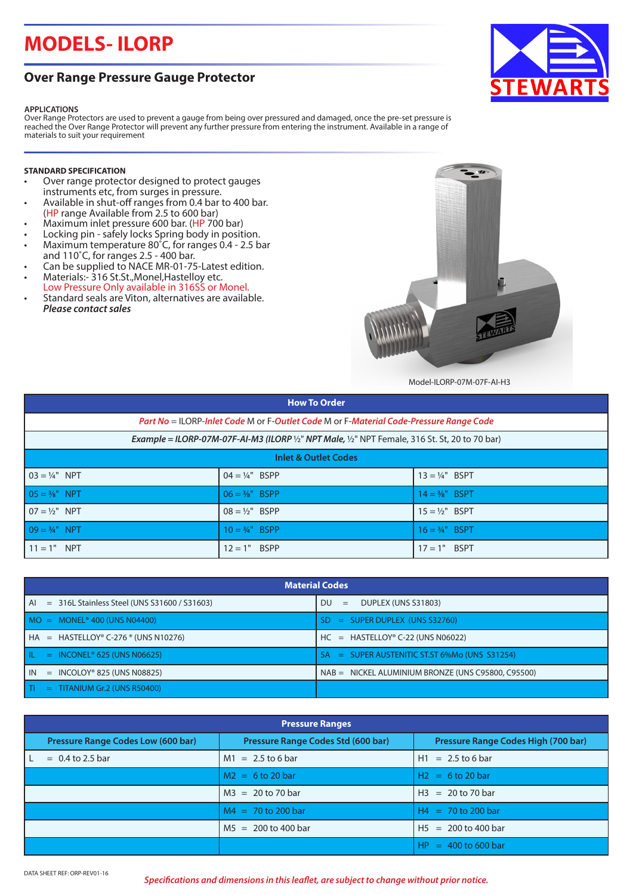# MODELS- ILORP

## Over Range Pressure Gauge Protector

**APPLICATIONS**

Over Range Pressure Protectors are used to prevent a gauge from being over pressured and damaged, once the pre-set pressure is reached the Over Range Protector will prevent any further pressure from entering the instrument. Available in a range of materials to suit your requirement

**STANDARD SPECIFICATION**

- Over range protector designed to protect gauges instruments etc, from surges in pressure.
- Available in shut-off ranges from 0.4 bar to 400 bar. (HP range Available from 2.5 to 600 bar)
- Maximum inlet pressure 600 bar. (HP 700 bar)
- Locking pin - safely locks Spring body in position.
- Maximum temperature 80˚C, for ranges 0.4 - 2.5 bar and 110˚C, for ranges 2.5 - 400 bar.
- Can be supplied to NACE MR-01-75-Latest edition.
- Materials:- 316 St.St.,Monel,Hastelloy etc. Low Pressure Only available in 316SS or Monel.
- Standard seals are Viton, alternatives are available. ***Please contact sales***

Model-ILORP-07M-07F-AI-H3

| How To Order | | |
|---|---|---|
| ***Part No*** = ILORP-***Inlet Code*** M or F-***Outlet Code*** M or F-***Material Code-Pressure Range Code*** | | |
| ***Example = ILORP-07M-07F-AI-M3 (ILORP*** ½" ***NPT Male,*** ½" NPT Female, 316 St. St, 20 to 70 bar) | | |
| **Inlet & Outlet Codes** | | |
| 03 = ¼" NPT | 04 = ¼" BSPP | 13 = ¼" BSPT |
| 05 = ⅜" NPT | 06 = ⅜" BSPP | 14 = ⅜" BSPT |
| 07 = ½" NPT | 08 = ½" BSPP | 15 = ½" BSPT |
| 09 = ¾" NPT | 10 = ¾" BSPP | 16 = ¾" BSPT |
| 11 = 1" NPT | 12 = 1" BSPP | 17 = 1" BSPT |

| Material Codes | |
|---|---|
| AI = 316L Stainless Steel (UNS S31600 / S31603) | DU = DUPLEX (UNS S31803) |
| MO = MONEL® 400 (UNS N04400) | SD = SUPER DUPLEX (UNS S32760) |
| HA = HASTELLOY® C-276 ® (UNS N10276) | HC = HASTELLOY® C-22 (UNS N06022) |
| IL = INCONEL® 625 (UNS N06625) | SA = SUPER AUSTENITIC ST.ST 6%Mo (UNS S31254) |
| IN = INCOLOY® 825 (UNS N08825) | NAB = NICKEL ALUMINIUM BRONZE (UNS C95800, C95500) |
| TI = TITANIUM Gr.2 (UNS R50400) | |

| Pressure Ranges | | |
|---|---|---|
| **Pressure Range Codes Low (600 bar)** | **Pressure Range Codes Std (600 bar)** | **Pressure Range Codes High (700 bar)** |
| L = 0.4 to 2.5 bar | M1 = 2.5 to 6 bar | H1 = 2.5 to 6 bar |
| | M2 = 6 to 20 bar | H2 = 6 to 20 bar |
| | M3 = 20 to 70 bar | H3 = 20 to 70 bar |
| | M4 = 70 to 200 bar | H4 = 70 to 200 bar |
| | M5 = 200 to 400 bar | H5 = 200 to 400 bar |
| | | HP = 400 to 600 bar |

DATA SHEET REF: ORP-REV01-16

***Specifications and dimensions in this leaflet, are subject to change without prior notice.***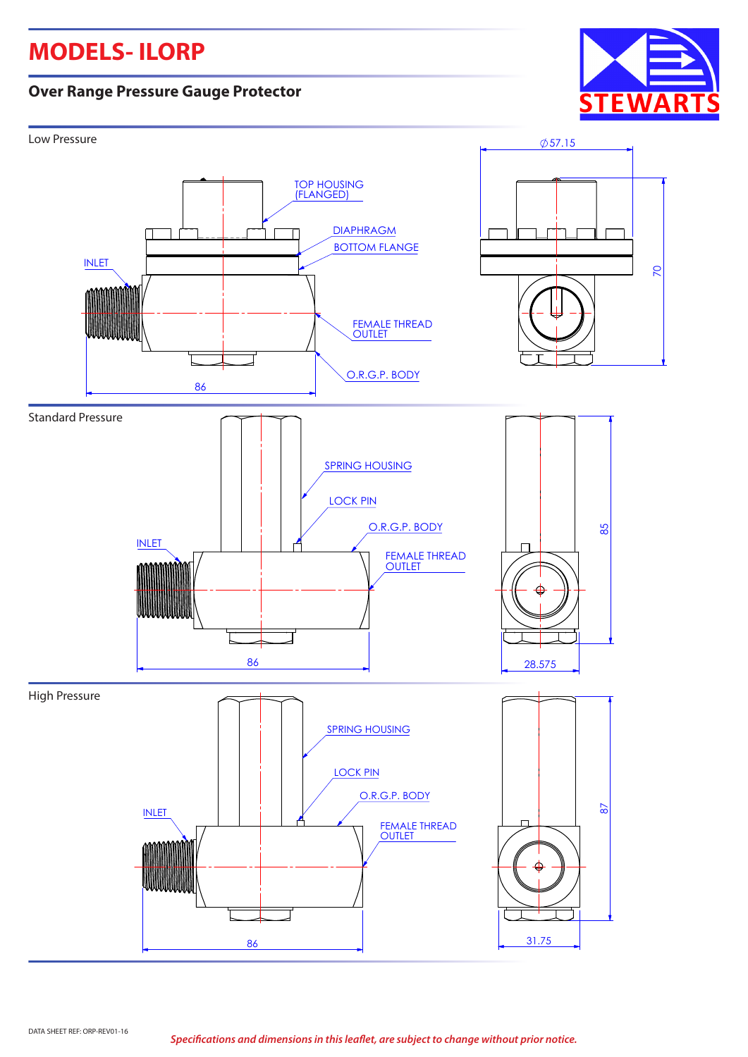# MODELS- ILORP

## Over Range Pressure Gauge Protector

STEWARTS

### Low Password

Low Pressure

TOP HOUSING (FLANGED)
DIAPHRAGM
BOTTOM FLANGE
INLET
FEMALE THREAD OUTLET
O.R.G.P. BODY
86
∅57.15
70

### Standard Pressure

SPRING HOUSING
LOCK PIN
O.R.G.P. BODY
INLET
FEMALE THREAD OUTLET
86
85
28.575

### High Pressure

SPRING HOUSING
LOCK PIN
O.R.G.P. BODY
INLET
FEMALE THREAD OUTLET
86
87
31.75

DATA SHEET REF: ORP-REV01-16

*Specifications and dimensions in this leaflet, are subject to change without prior notice.*